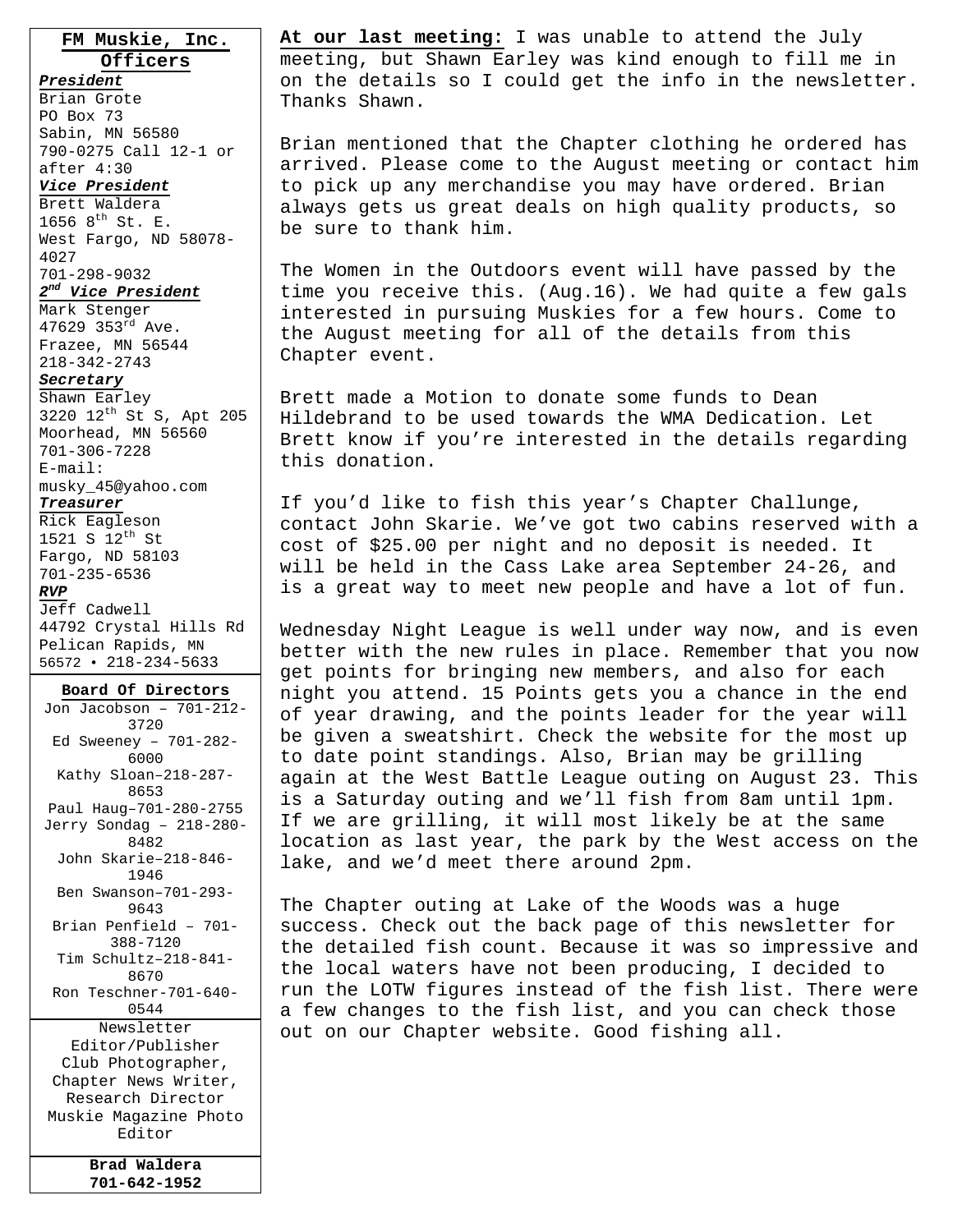## FM Muskie, Inc. Officers

***President***
Brian Grote
PO Box 73
Sabin, MN 56580
790-0275 Call 12-1 or after 4:30

***Vice President***
Brett Waldera
1656 8th St. E.
West Fargo, ND 58078-4027
701-298-9032

***2nd Vice President***
Mark Stenger
47629 353rd Ave.
Frazee, MN 56544
218-342-2743

***Secretary***
Shawn Earley
3220 12th St S, Apt 205
Moorhead, MN 56560
701-306-7228
E-mail: musky_45@yahoo.com

***Treasurer***
Rick Eagleson
1521 S 12th St
Fargo, ND 58103
701-235-6536

***RVP***
Jeff Cadwell
44792 Crystal Hills Rd
Pelican Rapids, MN 56572 • 218-234-5633

**Board Of Directors**

Jon Jacobson – 701-212-3720
Ed Sweeney – 701-282-6000
Kathy Sloan–218-287-8653
Paul Haug–701-280-2755
Jerry Sondag – 218-280-8482
John Skarie–218-846-1946
Ben Swanson–701-293-9643
Brian Penfield – 701-388-7120
Tim Schultz–218-841-8670
Ron Teschner-701-640-0544

Newsletter Editor/Publisher
Club Photographer,
Chapter News Writer,
Research Director
Muskie Magazine Photo Editor

**Brad Waldera**
**701-642-1952**

**At our last meeting:** I was unable to attend the July meeting, but Shawn Earley was kind enough to fill me in on the details so I could get the info in the newsletter. Thanks Shawn.

Brian mentioned that the Chapter clothing he ordered has arrived. Please come to the August meeting or contact him to pick up any merchandise you may have ordered. Brian always gets us great deals on high quality products, so be sure to thank him.

The Women in the Outdoors event will have passed by the time you receive this. (Aug.16). We had quite a few gals interested in pursuing Muskies for a few hours. Come to the August meeting for all of the details from this Chapter event.

Brett made a Motion to donate some funds to Dean Hildebrand to be used towards the WMA Dedication. Let Brett know if you're interested in the details regarding this donation.

If you'd like to fish this year's Chapter Challunge, contact John Skarie. We've got two cabins reserved with a cost of $25.00 per night and no deposit is needed. It will be held in the Cass Lake area September 24-26, and is a great way to meet new people and have a lot of fun.

Wednesday Night League is well under way now, and is even better with the new rules in place. Remember that you now get points for bringing new members, and also for each night you attend. 15 Points gets you a chance in the end of year drawing, and the points leader for the year will be given a sweatshirt. Check the website for the most up to date point standings. Also, Brian may be grilling again at the West Battle League outing on August 23. This is a Saturday outing and we'll fish from 8am until 1pm. If we are grilling, it will most likely be at the same location as last year, the park by the West access on the lake, and we'd meet there around 2pm.

The Chapter outing at Lake of the Woods was a huge success. Check out the back page of this newsletter for the detailed fish count. Because it was so impressive and the local waters have not been producing, I decided to run the LOTW figures instead of the fish list. There were a few changes to the fish list, and you can check those out on our Chapter website. Good fishing all.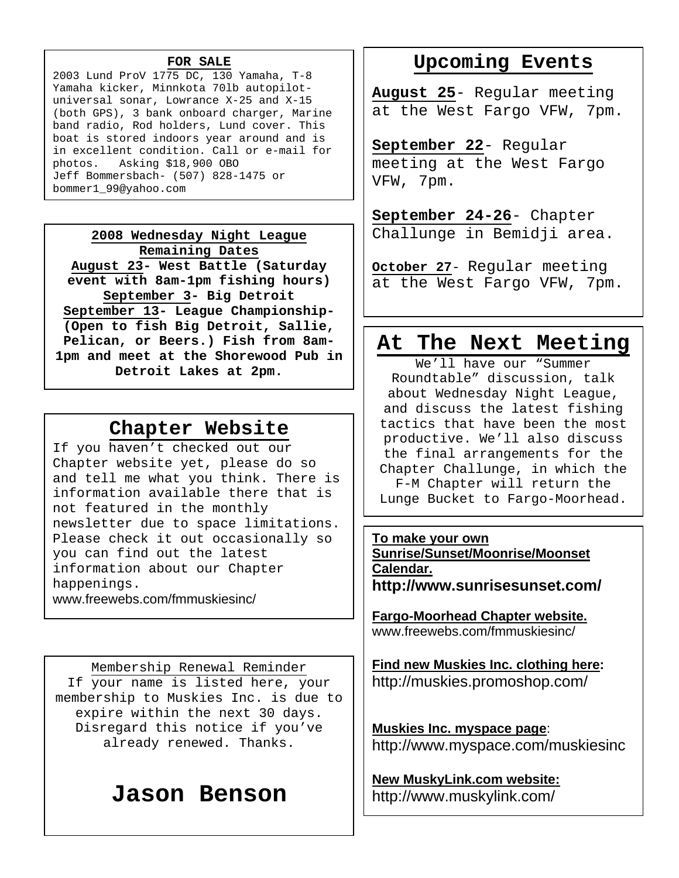**FOR SALE**

2003 Lund ProV 1775 DC, 130 Yamaha, T-8 Yamaha kicker, Minnkota 70lb autopilot-universal sonar, Lowrance X-25 and X-15 (both GPS), 3 bank onboard charger, Marine band radio, Rod holders, Lund cover. This boat is stored indoors year around and is in excellent condition. Call or e-mail for photos. Asking $18,900 OBO
Jeff Bommersbach- (507) 828-1475 or bommer1_99@yahoo.com

**2008 Wednesday Night League Remaining Dates**

**August 23- West Battle (Saturday event with 8am-1pm fishing hours)**
**September 3- Big Detroit**
**September 13- League Championship- (Open to fish Big Detroit, Sallie, Pelican, or Beers.) Fish from 8am-1pm and meet at the Shorewood Pub in Detroit Lakes at 2pm.**

## Chapter Website

If you haven't checked out our Chapter website yet, please do so and tell me what you think. There is information available there that is not featured in the monthly newsletter due to space limitations. Please check it out occasionally so you can find out the latest information about our Chapter happenings.
www.freewebs.com/fmmuskiesinc/

Membership Renewal Reminder

If your name is listed here, your membership to Muskies Inc. is due to expire within the next 30 days. Disregard this notice if you've already renewed. Thanks.

## Jason Benson

## Upcoming Events

**August 25**- Regular meeting at the West Fargo VFW, 7pm.

**September 22**- Regular meeting at the West Fargo VFW, 7pm.

**September 24-26**- Chapter Challunge in Bemidji area.

**October 27**- Regular meeting at the West Fargo VFW, 7pm.

## At The Next Meeting

We'll have our "Summer Roundtable" discussion, talk about Wednesday Night League, and discuss the latest fishing tactics that have been the most productive. We'll also discuss the final arrangements for the Chapter Challunge, in which the F-M Chapter will return the Lunge Bucket to Fargo-Moorhead.

**To make your own Sunrise/Sunset/Moonrise/Moonset Calendar.**
**http://www.sunrisesunset.com/**

**Fargo-Moorhead Chapter website.**
www.freewebs.com/fmmuskiesinc/

**Find new Muskies Inc. clothing here:**
http://muskies.promoshop.com/

**Muskies Inc. myspace page**:
http://www.myspace.com/muskiesinc

**New MuskyLink.com website:**
http://www.muskylink.com/